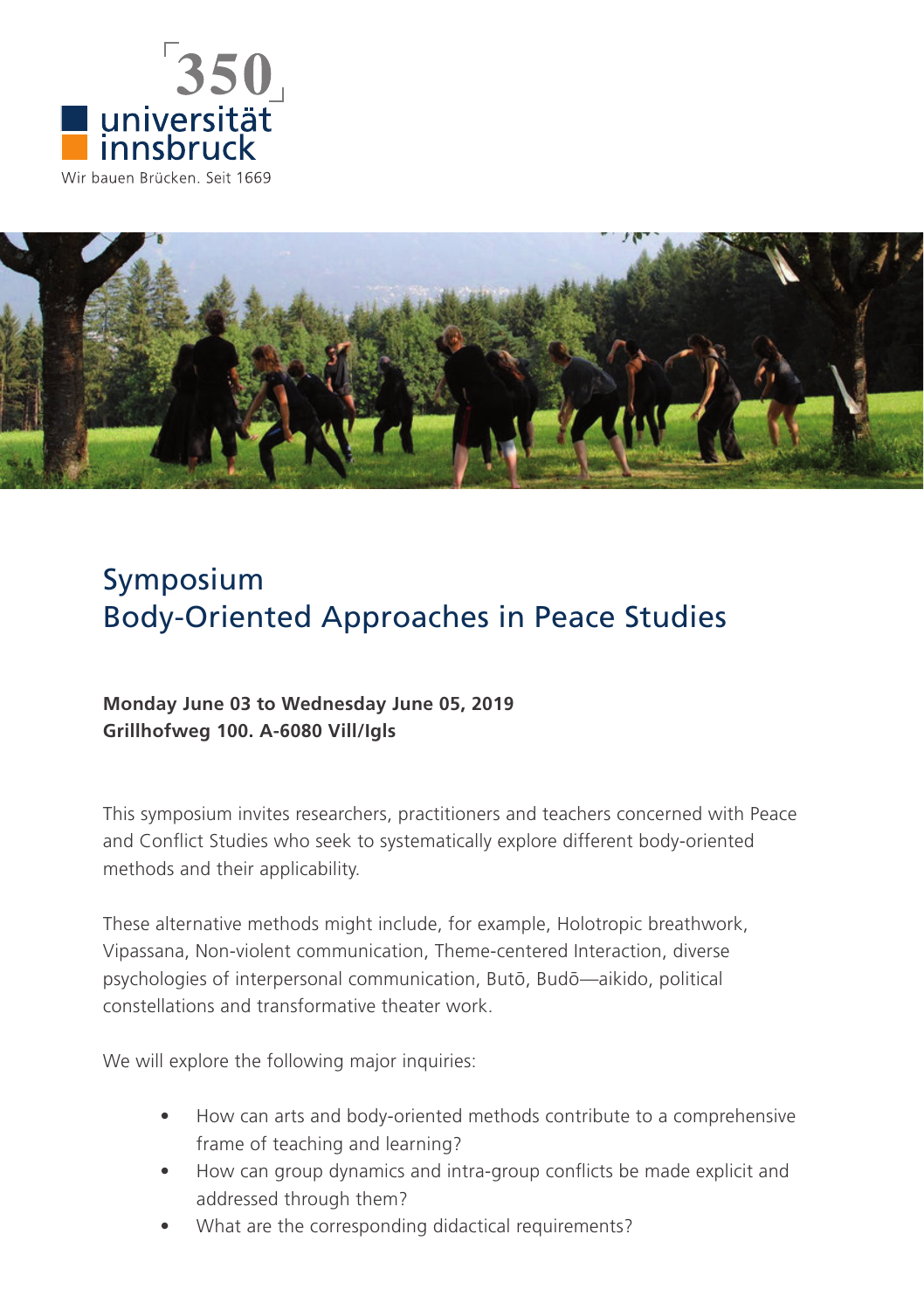350 universität innsbruck

Wir bauen Brücken. Seit 1669

# Symposium Body-Oriented Approaches in Peace Studies

**Monday June 03 to Wednesday June 05, 2019**
**Grillhofweg 100. A-6080 Vill/Igls**

This symposium invites researchers, practitioners and teachers concerned with Peace and Conflict Studies who seek to systematically explore different body-oriented methods and their applicability.

These alternative methods might include, for example, Holotropic breathwork, Vipassana, Non-violent communication, Theme-centered Interaction, diverse psychologies of interpersonal communication, Butō, Budō—aikido, political constellations and transformative theater work.

We will explore the following major inquiries:

- How can arts and body-oriented methods contribute to a comprehensive frame of teaching and learning?
- How can group dynamics and intra-group conflicts be made explicit and addressed through them?
- What are the corresponding didactical requirements?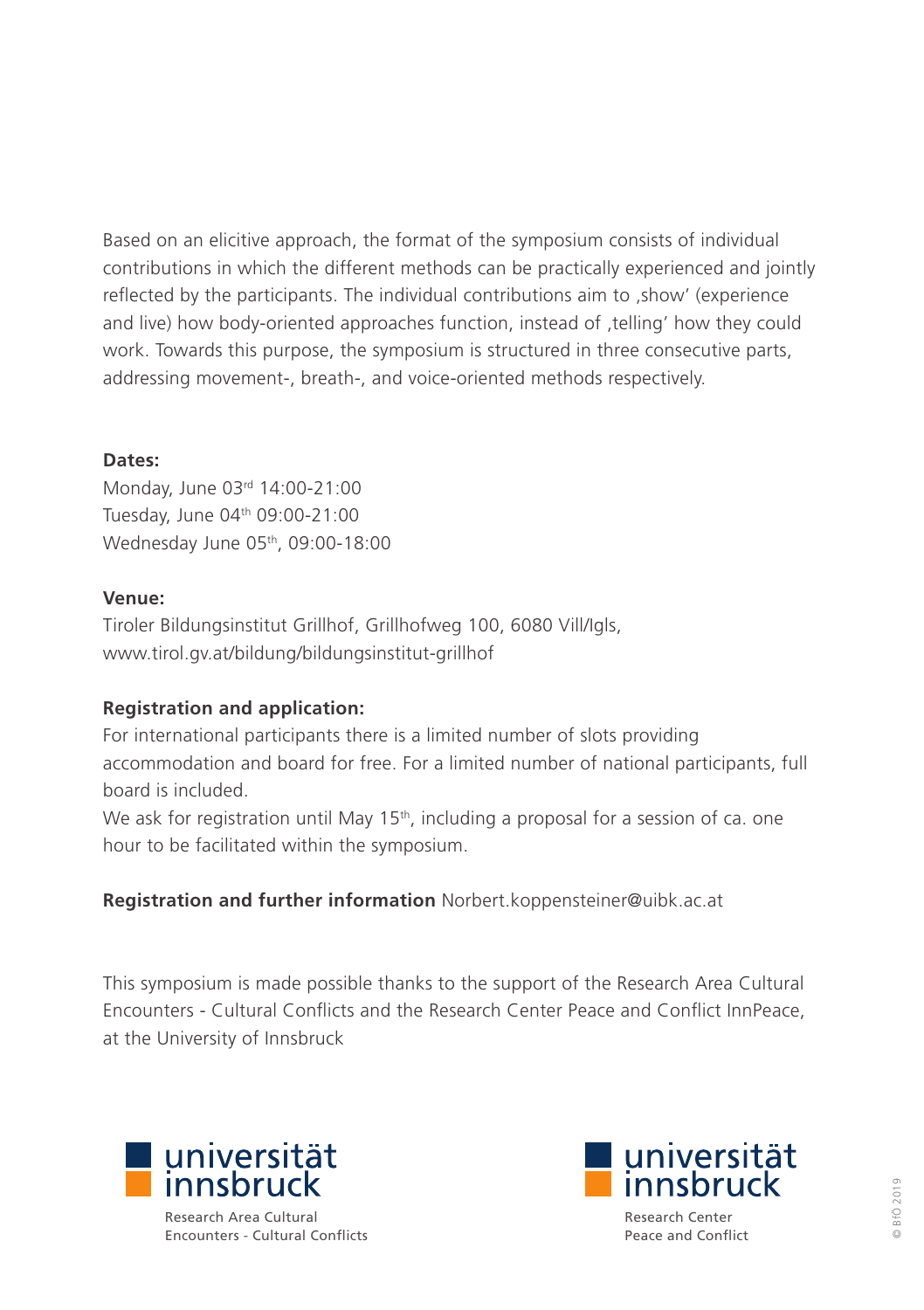Based on an elicitive approach, the format of the symposium consists of individual contributions in which the different methods can be practically experienced and jointly reflected by the participants. The individual contributions aim to ‚show' (experience and live) how body-oriented approaches function, instead of ‚telling' how they could work. Towards this purpose, the symposium is structured in three consecutive parts, addressing movement-, breath-, and voice-oriented methods respectively.

**Dates:**
Monday, June 03rd 14:00-21:00
Tuesday, June 04th 09:00-21:00
Wednesday June 05th, 09:00-18:00

**Venue:**
Tiroler Bildungsinstitut Grillhof, Grillhofweg 100, 6080 Vill/Igls,
www.tirol.gv.at/bildung/bildungsinstitut-grillhof

**Registration and application:**
For international participants there is a limited number of slots providing accommodation and board for free. For a limited number of national participants, full board is included.
We ask for registration until May 15th, including a proposal for a session of ca. one hour to be facilitated within the symposium.

**Registration and further information** Norbert.koppensteiner@uibk.ac.at

This symposium is made possible thanks to the support of the Research Area Cultural Encounters - Cultural Conflicts and the Research Center Peace and Conflict InnPeace, at the University of Innsbruck

universität innsbruck
Research Area Cultural Encounters - Cultural Conflicts

universität innsbruck
Research Center Peace and Conflict

© BfÖ 2019